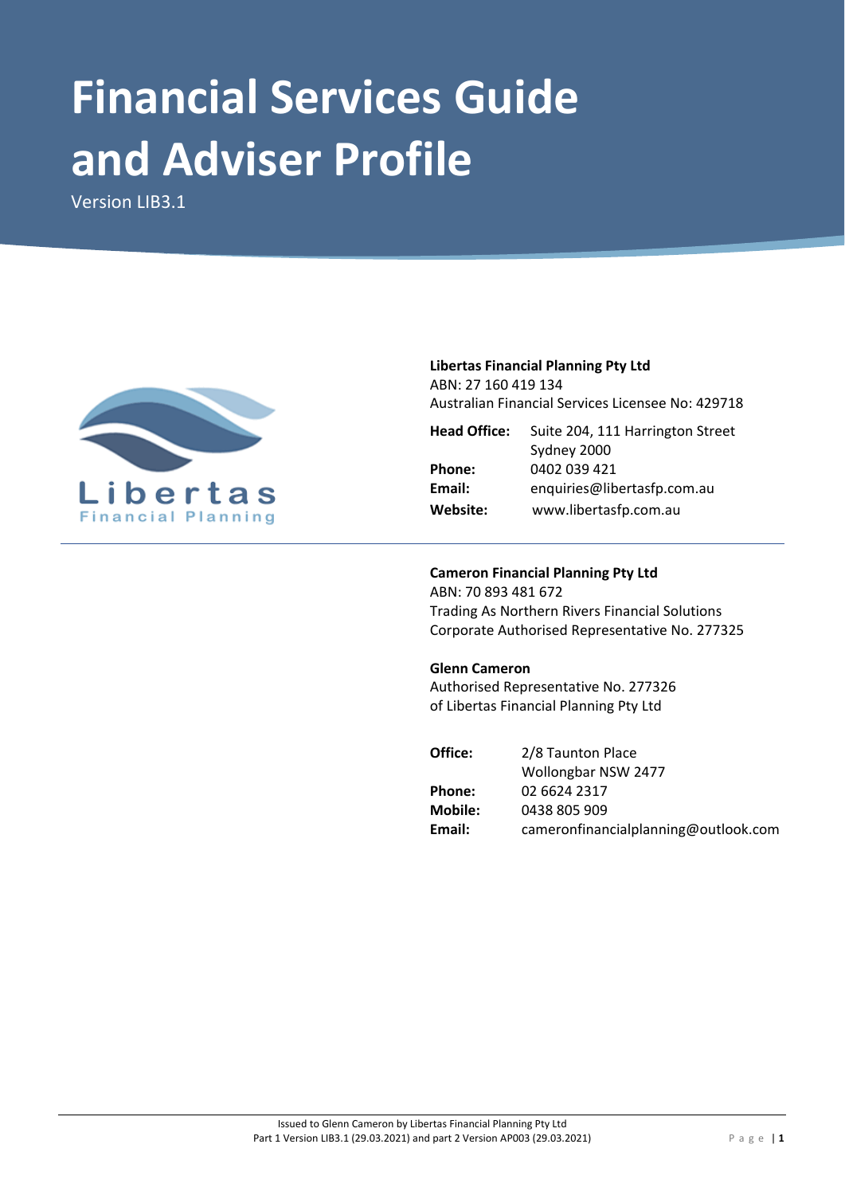# Financial Services Guide and Adviser Profile

Version LIB3.1

**Libertas Financial Planning Pty Ltd**
ABN: 27 160 419 134
Australian Financial Services Licensee No: 429718

| | |
|---|---|
| **Head Office:** | Suite 204, 111 Harrington Street Sydney 2000 |
| **Phone:** | 0402 039 421 |
| **Email:** | enquiries@libertasfp.com.au |
| **Website:** | www.libertasfp.com.au |

---

**Cameron Financial Planning Pty Ltd**
ABN: 70 893 481 672
Trading As Northern Rivers Financial Solutions
Corporate Authorised Representative No. 277325

**Glenn Cameron**
Authorised Representative No. 277326
of Libertas Financial Planning Pty Ltd

| | |
|---|---|
| **Office:** | 2/8 Taunton Place Wollongbar NSW 2477 |
| **Phone:** | 02 6624 2317 |
| **Mobile:** | 0438 805 909 |
| **Email:** | cameronfinancialplanning@outlook.com |

Issued to Glenn Cameron by Libertas Financial Planning Pty Ltd
Part 1 Version LIB3.1 (29.03.2021) and part 2 Version AP003 (29.03.2021)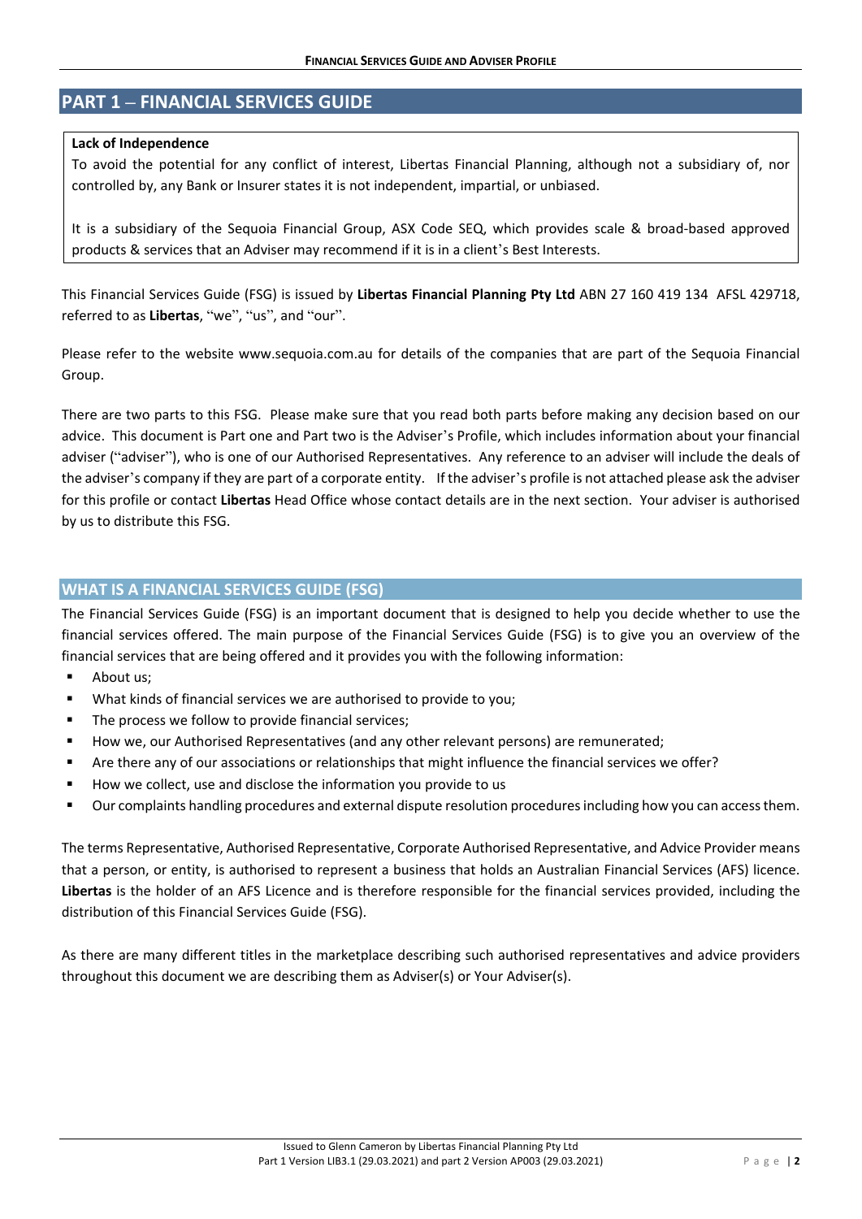## PART 1 – FINANCIAL SERVICES GUIDE

**Lack of Independence**

To avoid the potential for any conflict of interest, Libertas Financial Planning, although not a subsidiary of, nor controlled by, any Bank or Insurer states it is not independent, impartial, or unbiased.

It is a subsidiary of the Sequoia Financial Group, ASX Code SEQ, which provides scale & broad-based approved products & services that an Adviser may recommend if it is in a client's Best Interests.

This Financial Services Guide (FSG) is issued by **Libertas Financial Planning Pty Ltd** ABN 27 160 419 134 AFSL 429718, referred to as **Libertas**, "we", "us", and "our".

Please refer to the website www.sequoia.com.au for details of the companies that are part of the Sequoia Financial Group.

There are two parts to this FSG. Please make sure that you read both parts before making any decision based on our advice. This document is Part one and Part two is the Adviser's Profile, which includes information about your financial adviser ("adviser"), who is one of our Authorised Representatives. Any reference to an adviser will include the deals of the adviser's company if they are part of a corporate entity. If the adviser's profile is not attached please ask the adviser for this profile or contact **Libertas** Head Office whose contact details are in the next section. Your adviser is authorised by us to distribute this FSG.

### WHAT IS A FINANCIAL SERVICES GUIDE (FSG)

The Financial Services Guide (FSG) is an important document that is designed to help you decide whether to use the financial services offered. The main purpose of the Financial Services Guide (FSG) is to give you an overview of the financial services that are being offered and it provides you with the following information:

- About us;
- What kinds of financial services we are authorised to provide to you;
- The process we follow to provide financial services;
- How we, our Authorised Representatives (and any other relevant persons) are remunerated;
- Are there any of our associations or relationships that might influence the financial services we offer?
- How we collect, use and disclose the information you provide to us
- Our complaints handling procedures and external dispute resolution procedures including how you can access them.

The terms Representative, Authorised Representative, Corporate Authorised Representative, and Advice Provider means that a person, or entity, is authorised to represent a business that holds an Australian Financial Services (AFS) licence. **Libertas** is the holder of an AFS Licence and is therefore responsible for the financial services provided, including the distribution of this Financial Services Guide (FSG).

As there are many different titles in the marketplace describing such authorised representatives and advice providers throughout this document we are describing them as Adviser(s) or Your Adviser(s).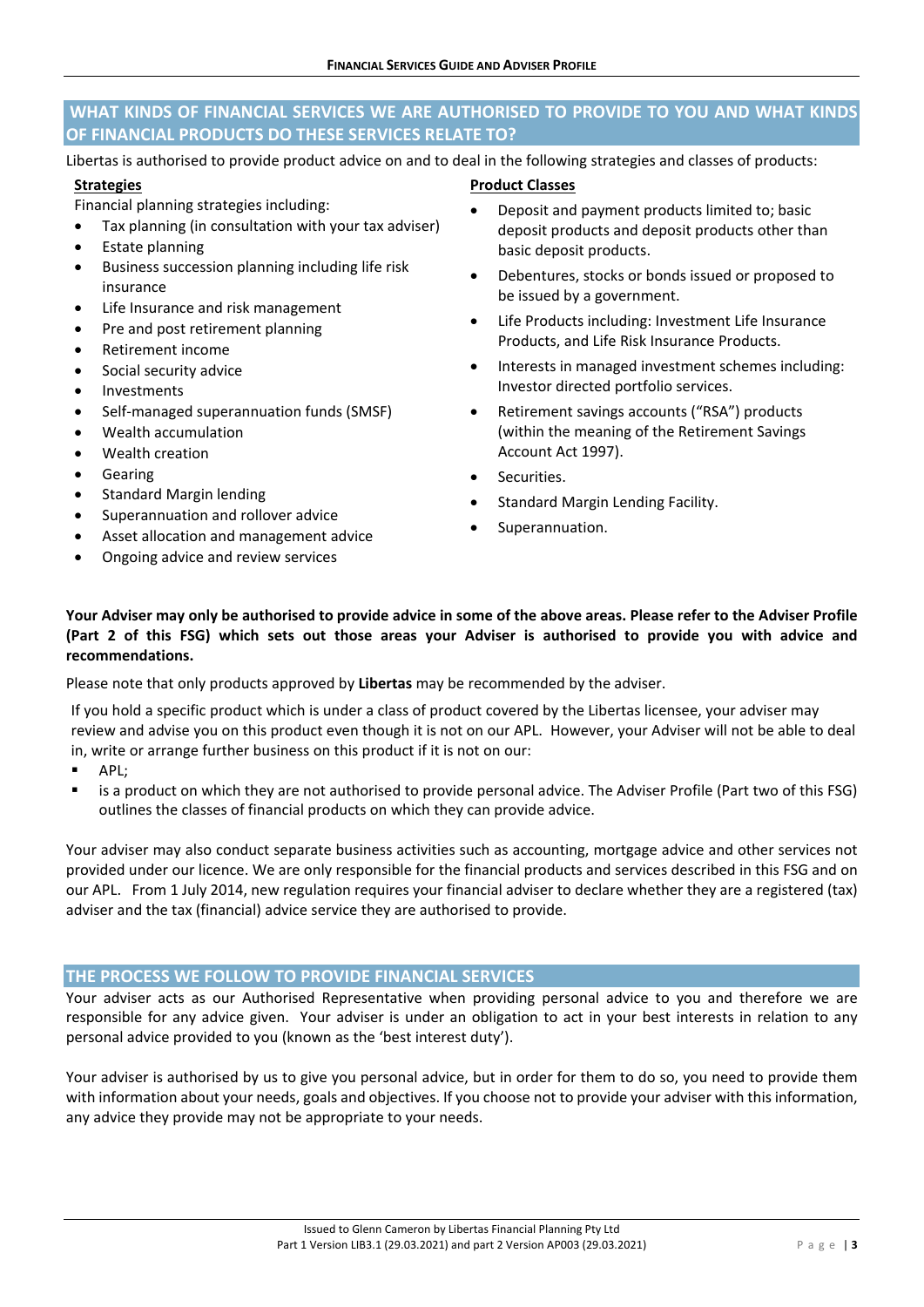## WHAT KINDS OF FINANCIAL SERVICES WE ARE AUTHORISED TO PROVIDE TO YOU AND WHAT KINDS OF FINANCIAL PRODUCTS DO THESE SERVICES RELATE TO?

Libertas is authorised to provide product advice on and to deal in the following strategies and classes of products:

**Strategies**

Financial planning strategies including:

- Tax planning (in consultation with your tax adviser)
- Estate planning
- Business succession planning including life risk insurance
- Life Insurance and risk management
- Pre and post retirement planning
- Retirement income
- Social security advice
- Investments
- Self-managed superannuation funds (SMSF)
- Wealth accumulation
- Wealth creation
- Gearing
- Standard Margin lending
- Superannuation and rollover advice
- Asset allocation and management advice
- Ongoing advice and review services

**Product Classes**

- Deposit and payment products limited to; basic deposit products and deposit products other than basic deposit products.
- Debentures, stocks or bonds issued or proposed to be issued by a government.
- Life Products including: Investment Life Insurance Products, and Life Risk Insurance Products.
- Interests in managed investment schemes including: Investor directed portfolio services.
- Retirement savings accounts ("RSA") products (within the meaning of the Retirement Savings Account Act 1997).
- Securities.
- Standard Margin Lending Facility.
- Superannuation.

**Your Adviser may only be authorised to provide advice in some of the above areas. Please refer to the Adviser Profile (Part 2 of this FSG) which sets out those areas your Adviser is authorised to provide you with advice and recommendations.**

Please note that only products approved by **Libertas** may be recommended by the adviser.

If you hold a specific product which is under a class of product covered by the Libertas licensee, your adviser may review and advise you on this product even though it is not on our APL. However, your Adviser will not be able to deal in, write or arrange further business on this product if it is not on our:

- APL;
- is a product on which they are not authorised to provide personal advice. The Adviser Profile (Part two of this FSG) outlines the classes of financial products on which they can provide advice.

Your adviser may also conduct separate business activities such as accounting, mortgage advice and other services not provided under our licence. We are only responsible for the financial products and services described in this FSG and on our APL. From 1 July 2014, new regulation requires your financial adviser to declare whether they are a registered (tax) adviser and the tax (financial) advice service they are authorised to provide.

## THE PROCESS WE FOLLOW TO PROVIDE FINANCIAL SERVICES

Your adviser acts as our Authorised Representative when providing personal advice to you and therefore we are responsible for any advice given. Your adviser is under an obligation to act in your best interests in relation to any personal advice provided to you (known as the 'best interest duty').

Your adviser is authorised by us to give you personal advice, but in order for them to do so, you need to provide them with information about your needs, goals and objectives. If you choose not to provide your adviser with this information, any advice they provide may not be appropriate to your needs.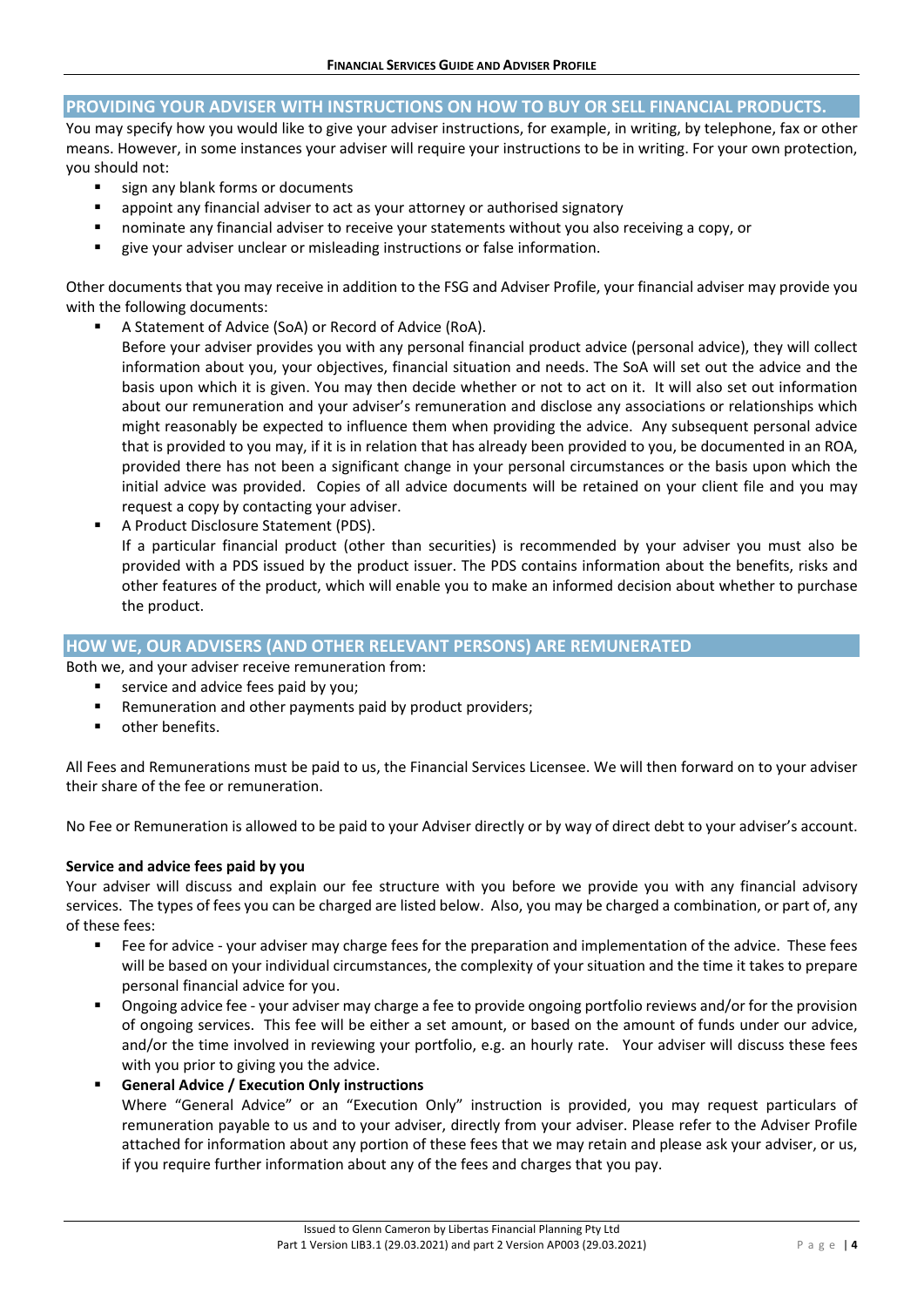## PROVIDING YOUR ADVISER WITH INSTRUCTIONS ON HOW TO BUY OR SELL FINANCIAL PRODUCTS.

You may specify how you would like to give your adviser instructions, for example, in writing, by telephone, fax or other means. However, in some instances your adviser will require your instructions to be in writing. For your own protection, you should not:

- sign any blank forms or documents
- appoint any financial adviser to act as your attorney or authorised signatory
- nominate any financial adviser to receive your statements without you also receiving a copy, or
- give your adviser unclear or misleading instructions or false information.

Other documents that you may receive in addition to the FSG and Adviser Profile, your financial adviser may provide you with the following documents:

- A Statement of Advice (SoA) or Record of Advice (RoA).
  Before your adviser provides you with any personal financial product advice (personal advice), they will collect information about you, your objectives, financial situation and needs. The SoA will set out the advice and the basis upon which it is given. You may then decide whether or not to act on it. It will also set out information about our remuneration and your adviser's remuneration and disclose any associations or relationships which might reasonably be expected to influence them when providing the advice. Any subsequent personal advice that is provided to you may, if it is in relation that has already been provided to you, be documented in an ROA, provided there has not been a significant change in your personal circumstances or the basis upon which the initial advice was provided. Copies of all advice documents will be retained on your client file and you may request a copy by contacting your adviser.
- A Product Disclosure Statement (PDS).
  If a particular financial product (other than securities) is recommended by your adviser you must also be provided with a PDS issued by the product issuer. The PDS contains information about the benefits, risks and other features of the product, which will enable you to make an informed decision about whether to purchase the product.

## HOW WE, OUR ADVISERS (AND OTHER RELEVANT PERSONS) ARE REMUNERATED

Both we, and your adviser receive remuneration from:

- service and advice fees paid by you;
- Remuneration and other payments paid by product providers;
- other benefits.

All Fees and Remunerations must be paid to us, the Financial Services Licensee. We will then forward on to your adviser their share of the fee or remuneration.

No Fee or Remuneration is allowed to be paid to your Adviser directly or by way of direct debt to your adviser's account.

**Service and advice fees paid by you**

Your adviser will discuss and explain our fee structure with you before we provide you with any financial advisory services. The types of fees you can be charged are listed below. Also, you may be charged a combination, or part of, any of these fees:

- Fee for advice - your adviser may charge fees for the preparation and implementation of the advice. These fees will be based on your individual circumstances, the complexity of your situation and the time it takes to prepare personal financial advice for you.
- Ongoing advice fee - your adviser may charge a fee to provide ongoing portfolio reviews and/or for the provision of ongoing services. This fee will be either a set amount, or based on the amount of funds under our advice, and/or the time involved in reviewing your portfolio, e.g. an hourly rate. Your adviser will discuss these fees with you prior to giving you the advice.
- **General Advice / Execution Only instructions**
  Where "General Advice" or an "Execution Only" instruction is provided, you may request particulars of remuneration payable to us and to your adviser, directly from your adviser. Please refer to the Adviser Profile attached for information about any portion of these fees that we may retain and please ask your adviser, or us, if you require further information about any of the fees and charges that you pay.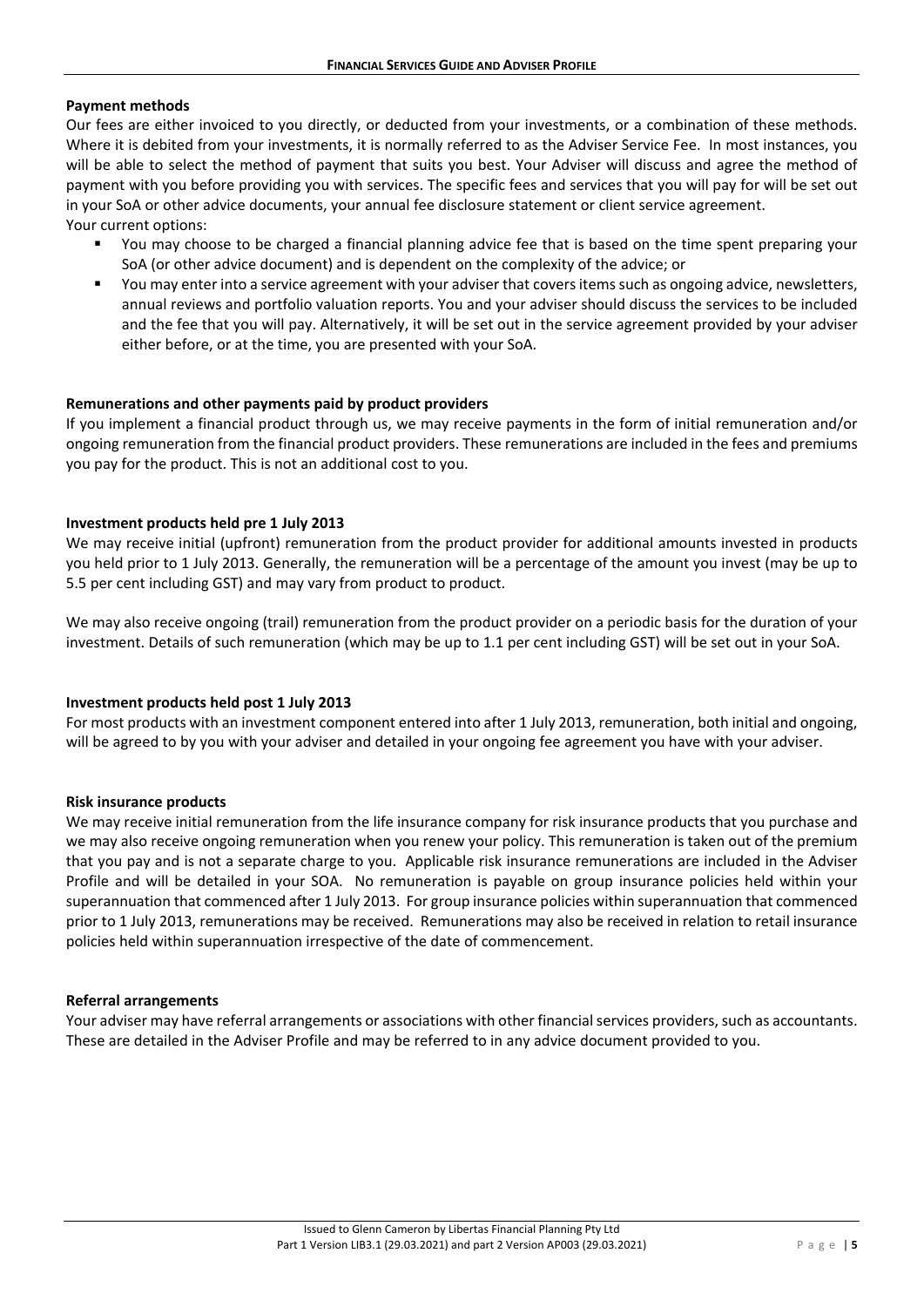**Payment methods**

Our fees are either invoiced to you directly, or deducted from your investments, or a combination of these methods. Where it is debited from your investments, it is normally referred to as the Adviser Service Fee. In most instances, you will be able to select the method of payment that suits you best. Your Adviser will discuss and agree the method of payment with you before providing you with services. The specific fees and services that you will pay for will be set out in your SoA or other advice documents, your annual fee disclosure statement or client service agreement.

Your current options:

- You may choose to be charged a financial planning advice fee that is based on the time spent preparing your SoA (or other advice document) and is dependent on the complexity of the advice; or
- You may enter into a service agreement with your adviser that covers items such as ongoing advice, newsletters, annual reviews and portfolio valuation reports. You and your adviser should discuss the services to be included and the fee that you will pay. Alternatively, it will be set out in the service agreement provided by your adviser either before, or at the time, you are presented with your SoA.

**Remunerations and other payments paid by product providers**

If you implement a financial product through us, we may receive payments in the form of initial remuneration and/or ongoing remuneration from the financial product providers. These remunerations are included in the fees and premiums you pay for the product. This is not an additional cost to you.

**Investment products held pre 1 July 2013**

We may receive initial (upfront) remuneration from the product provider for additional amounts invested in products you held prior to 1 July 2013. Generally, the remuneration will be a percentage of the amount you invest (may be up to 5.5 per cent including GST) and may vary from product to product.

We may also receive ongoing (trail) remuneration from the product provider on a periodic basis for the duration of your investment. Details of such remuneration (which may be up to 1.1 per cent including GST) will be set out in your SoA.

**Investment products held post 1 July 2013**

For most products with an investment component entered into after 1 July 2013, remuneration, both initial and ongoing, will be agreed to by you with your adviser and detailed in your ongoing fee agreement you have with your adviser.

**Risk insurance products**

We may receive initial remuneration from the life insurance company for risk insurance products that you purchase and we may also receive ongoing remuneration when you renew your policy. This remuneration is taken out of the premium that you pay and is not a separate charge to you. Applicable risk insurance remunerations are included in the Adviser Profile and will be detailed in your SOA. No remuneration is payable on group insurance policies held within your superannuation that commenced after 1 July 2013. For group insurance policies within superannuation that commenced prior to 1 July 2013, remunerations may be received. Remunerations may also be received in relation to retail insurance policies held within superannuation irrespective of the date of commencement.

**Referral arrangements**

Your adviser may have referral arrangements or associations with other financial services providers, such as accountants. These are detailed in the Adviser Profile and may be referred to in any advice document provided to you.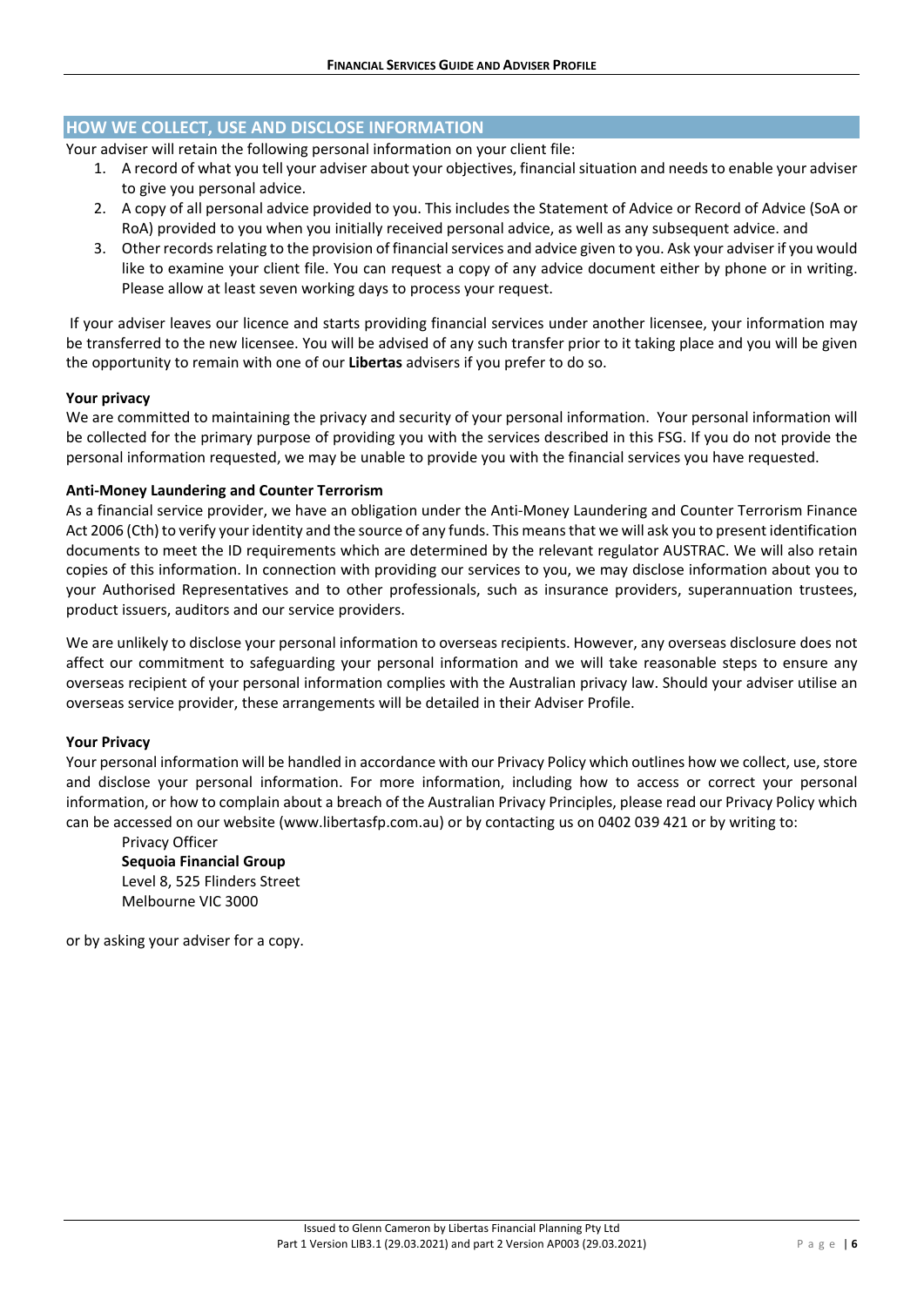## HOW WE COLLECT, USE AND DISCLOSE INFORMATION

Your adviser will retain the following personal information on your client file:

1. A record of what you tell your adviser about your objectives, financial situation and needs to enable your adviser to give you personal advice.
2. A copy of all personal advice provided to you. This includes the Statement of Advice or Record of Advice (SoA or RoA) provided to you when you initially received personal advice, as well as any subsequent advice. and
3. Other records relating to the provision of financial services and advice given to you. Ask your adviser if you would like to examine your client file. You can request a copy of any advice document either by phone or in writing. Please allow at least seven working days to process your request.

If your adviser leaves our licence and starts providing financial services under another licensee, your information may be transferred to the new licensee. You will be advised of any such transfer prior to it taking place and you will be given the opportunity to remain with one of our **Libertas** advisers if you prefer to do so.

**Your privacy**

We are committed to maintaining the privacy and security of your personal information. Your personal information will be collected for the primary purpose of providing you with the services described in this FSG. If you do not provide the personal information requested, we may be unable to provide you with the financial services you have requested.

**Anti-Money Laundering and Counter Terrorism**

As a financial service provider, we have an obligation under the Anti-Money Laundering and Counter Terrorism Finance Act 2006 (Cth) to verify your identity and the source of any funds. This means that we will ask you to present identification documents to meet the ID requirements which are determined by the relevant regulator AUSTRAC. We will also retain copies of this information. In connection with providing our services to you, we may disclose information about you to your Authorised Representatives and to other professionals, such as insurance providers, superannuation trustees, product issuers, auditors and our service providers.

We are unlikely to disclose your personal information to overseas recipients. However, any overseas disclosure does not affect our commitment to safeguarding your personal information and we will take reasonable steps to ensure any overseas recipient of your personal information complies with the Australian privacy law. Should your adviser utilise an overseas service provider, these arrangements will be detailed in their Adviser Profile.

**Your Privacy**

Your personal information will be handled in accordance with our Privacy Policy which outlines how we collect, use, store and disclose your personal information. For more information, including how to access or correct your personal information, or how to complain about a breach of the Australian Privacy Principles, please read our Privacy Policy which can be accessed on our website (www.libertasfp.com.au) or by contacting us on 0402 039 421 or by writing to:

Privacy Officer
**Sequoia Financial Group**
Level 8, 525 Flinders Street
Melbourne VIC 3000

or by asking your adviser for a copy.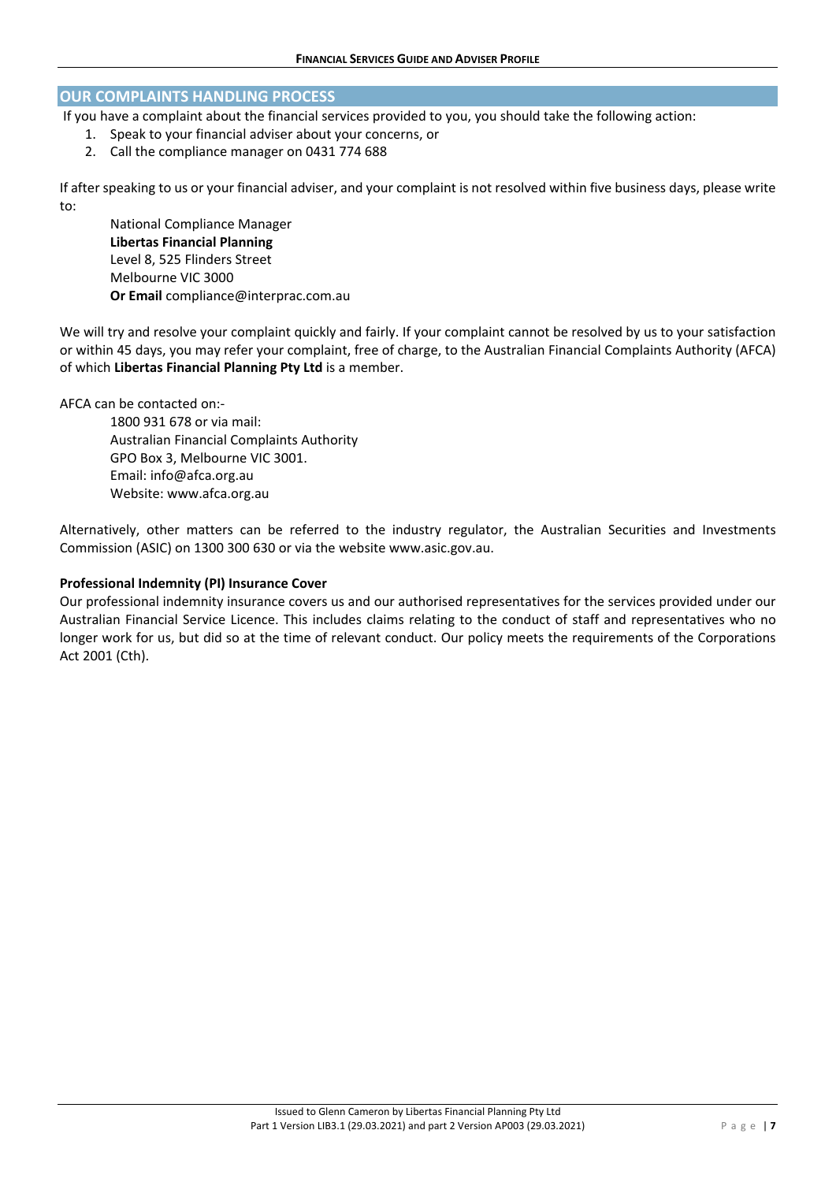## OUR COMPLAINTS HANDLING PROCESS

If you have a complaint about the financial services provided to you, you should take the following action:

1. Speak to your financial adviser about your concerns, or
2. Call the compliance manager on 0431 774 688

If after speaking to us or your financial adviser, and your complaint is not resolved within five business days, please write to:

National Compliance Manager
**Libertas Financial Planning**
Level 8, 525 Flinders Street
Melbourne VIC 3000
**Or Email** compliance@interprac.com.au

We will try and resolve your complaint quickly and fairly. If your complaint cannot be resolved by us to your satisfaction or within 45 days, you may refer your complaint, free of charge, to the Australian Financial Complaints Authority (AFCA) of which **Libertas Financial Planning Pty Ltd** is a member.

AFCA can be contacted on:-

1800 931 678 or via mail:
Australian Financial Complaints Authority
GPO Box 3, Melbourne VIC 3001.
Email: info@afca.org.au
Website: www.afca.org.au

Alternatively, other matters can be referred to the industry regulator, the Australian Securities and Investments Commission (ASIC) on 1300 300 630 or via the website www.asic.gov.au.

**Professional Indemnity (PI) Insurance Cover**

Our professional indemnity insurance covers us and our authorised representatives for the services provided under our Australian Financial Service Licence. This includes claims relating to the conduct of staff and representatives who no longer work for us, but did so at the time of relevant conduct. Our policy meets the requirements of the Corporations Act 2001 (Cth).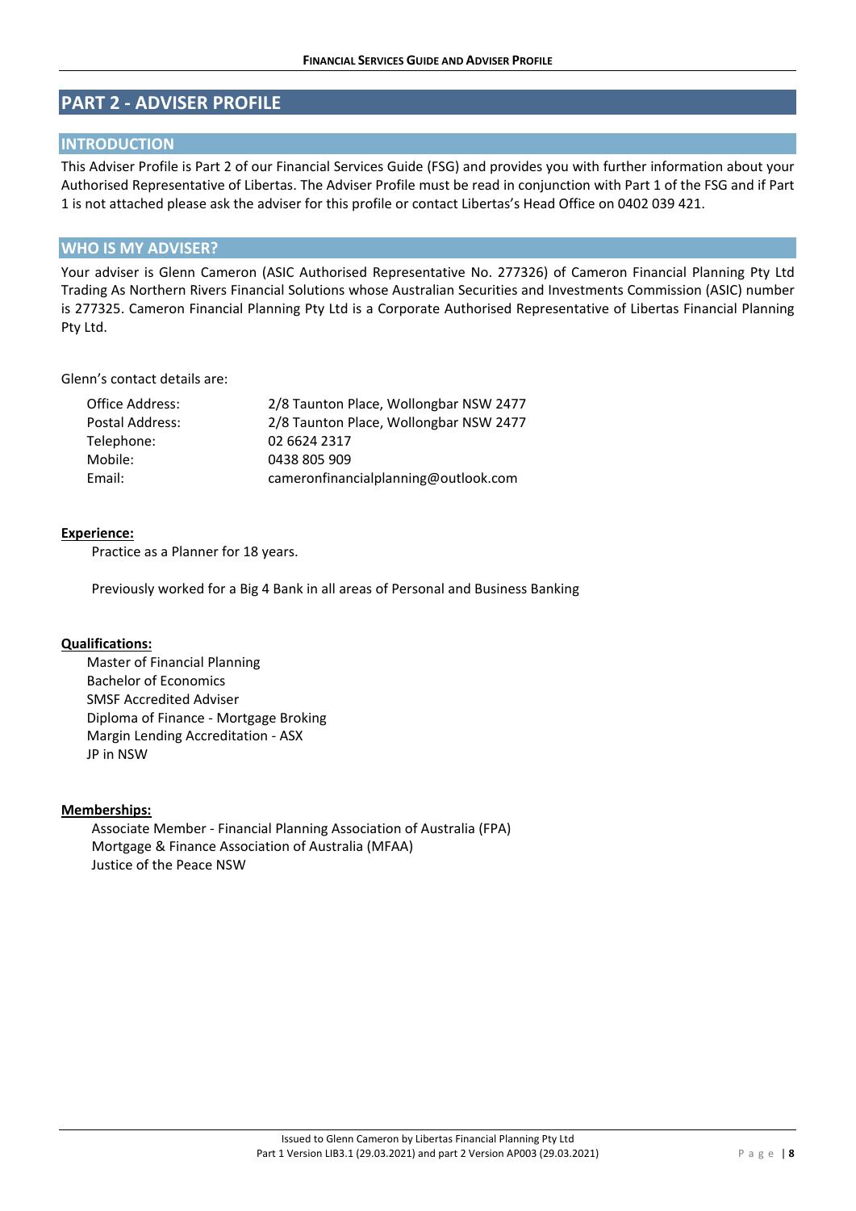## PART 2 - ADVISER PROFILE

### INTRODUCTION

This Adviser Profile is Part 2 of our Financial Services Guide (FSG) and provides you with further information about your Authorised Representative of Libertas. The Adviser Profile must be read in conjunction with Part 1 of the FSG and if Part 1 is not attached please ask the adviser for this profile or contact Libertas's Head Office on 0402 039 421.

### WHO IS MY ADVISER?

Your adviser is Glenn Cameron (ASIC Authorised Representative No. 277326) of Cameron Financial Planning Pty Ltd Trading As Northern Rivers Financial Solutions whose Australian Securities and Investments Commission (ASIC) number is 277325. Cameron Financial Planning Pty Ltd is a Corporate Authorised Representative of Libertas Financial Planning Pty Ltd.

Glenn's contact details are:

| | |
|---|---|
| Office Address: | 2/8 Taunton Place, Wollongbar NSW 2477 |
| Postal Address: | 2/8 Taunton Place, Wollongbar NSW 2477 |
| Telephone: | 02 6624 2317 |
| Mobile: | 0438 805 909 |
| Email: | cameronfinancialplanning@outlook.com |

**Experience:**

Practice as a Planner for 18 years.

Previously worked for a Big 4 Bank in all areas of Personal and Business Banking

**Qualifications:**

Master of Financial Planning
Bachelor of Economics
SMSF Accredited Adviser
Diploma of Finance - Mortgage Broking
Margin Lending Accreditation - ASX
JP in NSW

**Memberships:**

Associate Member - Financial Planning Association of Australia (FPA)
Mortgage & Finance Association of Australia (MFAA)
Justice of the Peace NSW

Issued to Glenn Cameron by Libertas Financial Planning Pty Ltd
Part 1 Version LIB3.1 (29.03.2021) and part 2 Version AP003 (29.03.2021)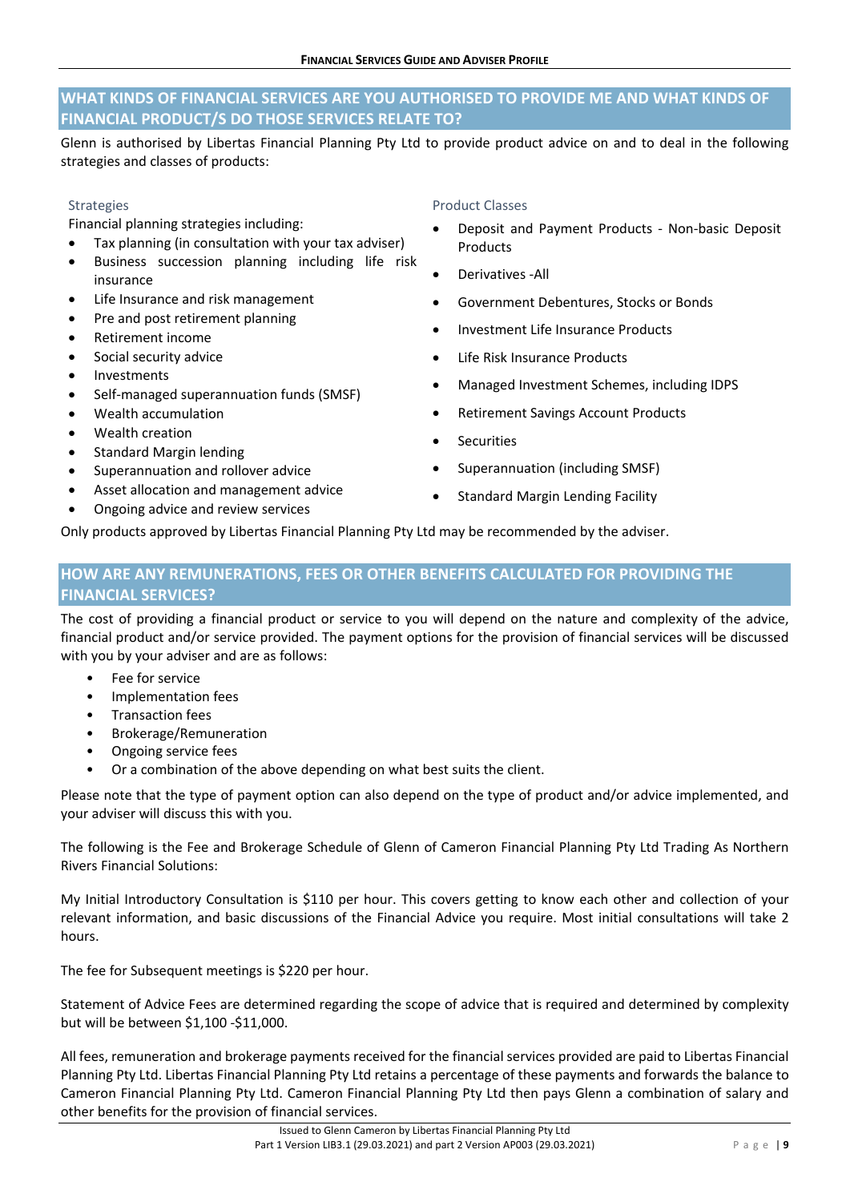## WHAT KINDS OF FINANCIAL SERVICES ARE YOU AUTHORISED TO PROVIDE ME AND WHAT KINDS OF FINANCIAL PRODUCT/S DO THOSE SERVICES RELATE TO?

Glenn is authorised by Libertas Financial Planning Pty Ltd to provide product advice on and to deal in the following strategies and classes of products:

### Strategies

Financial planning strategies including:

- Tax planning (in consultation with your tax adviser)
- Business succession planning including life risk insurance
- Life Insurance and risk management
- Pre and post retirement planning
- Retirement income
- Social security advice
- Investments
- Self-managed superannuation funds (SMSF)
- Wealth accumulation
- Wealth creation
- Standard Margin lending
- Superannuation and rollover advice
- Asset allocation and management advice
- Ongoing advice and review services

### Product Classes

- Deposit and Payment Products - Non-basic Deposit Products
- Derivatives -All
- Government Debentures, Stocks or Bonds
- Investment Life Insurance Products
- Life Risk Insurance Products
- Managed Investment Schemes, including IDPS
- Retirement Savings Account Products
- Securities
- Superannuation (including SMSF)
- Standard Margin Lending Facility

Only products approved by Libertas Financial Planning Pty Ltd may be recommended by the adviser.

## HOW ARE ANY REMUNERATIONS, FEES OR OTHER BENEFITS CALCULATED FOR PROVIDING THE FINANCIAL SERVICES?

The cost of providing a financial product or service to you will depend on the nature and complexity of the advice, financial product and/or service provided. The payment options for the provision of financial services will be discussed with you by your adviser and are as follows:

- Fee for service
- Implementation fees
- Transaction fees
- Brokerage/Remuneration
- Ongoing service fees
- Or a combination of the above depending on what best suits the client.

Please note that the type of payment option can also depend on the type of product and/or advice implemented, and your adviser will discuss this with you.

The following is the Fee and Brokerage Schedule of Glenn of Cameron Financial Planning Pty Ltd Trading As Northern Rivers Financial Solutions:

My Initial Introductory Consultation is $110 per hour. This covers getting to know each other and collection of your relevant information, and basic discussions of the Financial Advice you require. Most initial consultations will take 2 hours.

The fee for Subsequent meetings is $220 per hour.

Statement of Advice Fees are determined regarding the scope of advice that is required and determined by complexity but will be between $1,100 -$11,000.

All fees, remuneration and brokerage payments received for the financial services provided are paid to Libertas Financial Planning Pty Ltd. Libertas Financial Planning Pty Ltd retains a percentage of these payments and forwards the balance to Cameron Financial Planning Pty Ltd. Cameron Financial Planning Pty Ltd then pays Glenn a combination of salary and other benefits for the provision of financial services.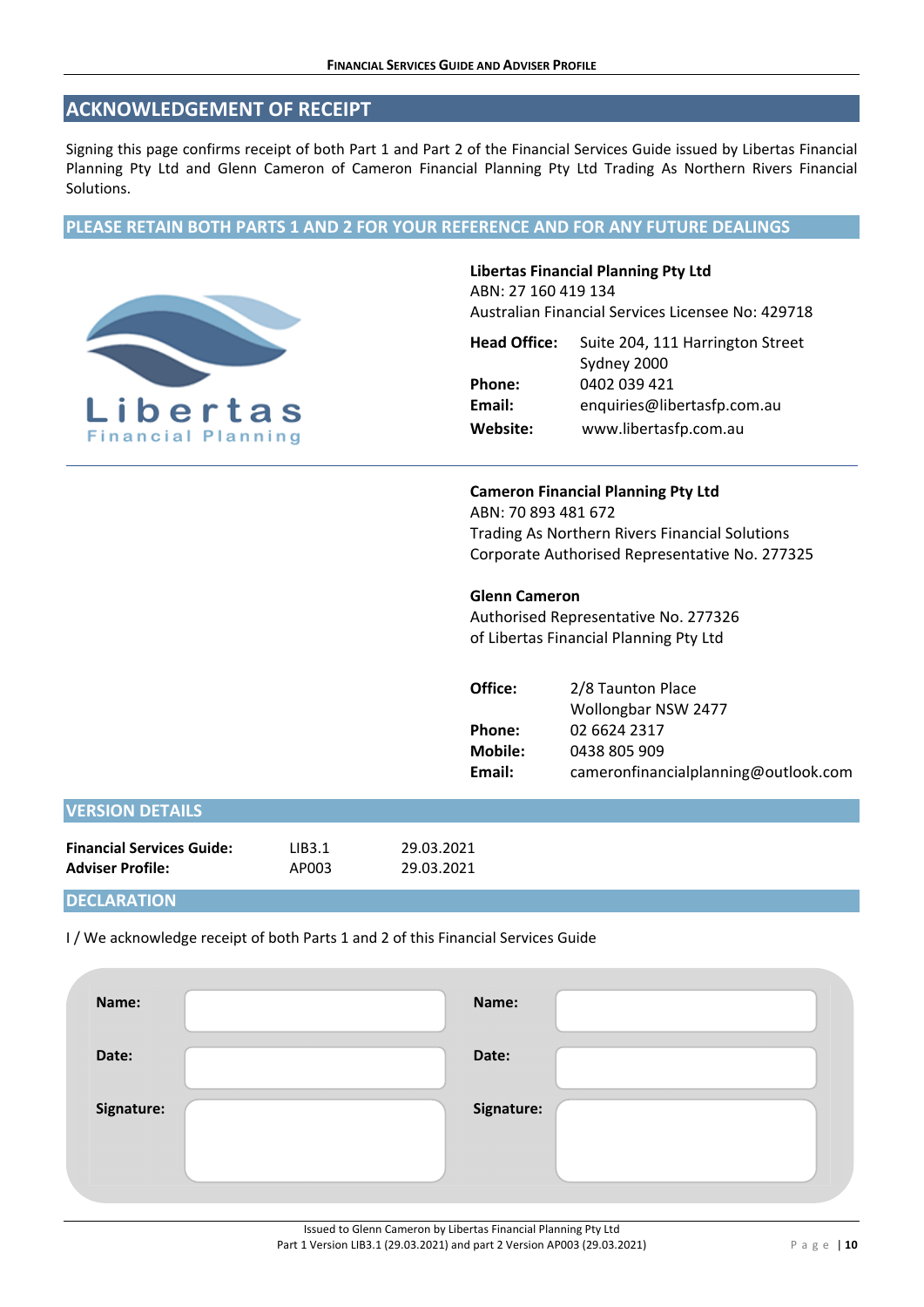## ACKNOWLEDGEMENT OF RECEIPT

Signing this page confirms receipt of both Part 1 and Part 2 of the Financial Services Guide issued by Libertas Financial Planning Pty Ltd and Glenn Cameron of Cameron Financial Planning Pty Ltd Trading As Northern Rivers Financial Solutions.

### PLEASE RETAIN BOTH PARTS 1 AND 2 FOR YOUR REFERENCE AND FOR ANY FUTURE DEALINGS

Libertas
Financial Planning

**Libertas Financial Planning Pty Ltd**
ABN: 27 160 419 134
Australian Financial Services Licensee No: 429718

| | |
|---|---|
| **Head Office:** | Suite 204, 111 Harrington Street Sydney 2000 |
| **Phone:** | 0402 039 421 |
| **Email:** | enquiries@libertasfp.com.au |
| **Website:** | www.libertasfp.com.au |

**Cameron Financial Planning Pty Ltd**
ABN: 70 893 481 672
Trading As Northern Rivers Financial Solutions
Corporate Authorised Representative No. 277325

**Glenn Cameron**
Authorised Representative No. 277326
of Libertas Financial Planning Pty Ltd

| | |
|---|---|
| **Office:** | 2/8 Taunton Place Wollongbar NSW 2477 |
| **Phone:** | 02 6624 2317 |
| **Mobile:** | 0438 805 909 |
| **Email:** | cameronfinancialplanning@outlook.com |

### VERSION DETAILS

| | | |
|---|---|---|
| **Financial Services Guide:** | LIB3.1 | 29.03.2021 |
| **Adviser Profile:** | AP003 | 29.03.2021 |

### DECLARATION

I / We acknowledge receipt of both Parts 1 and 2 of this Financial Services Guide

| | | | |
|---|---|---|---|
| **Name:** | | **Name:** | |
| **Date:** | | **Date:** | |
| **Signature:** | | **Signature:** | |